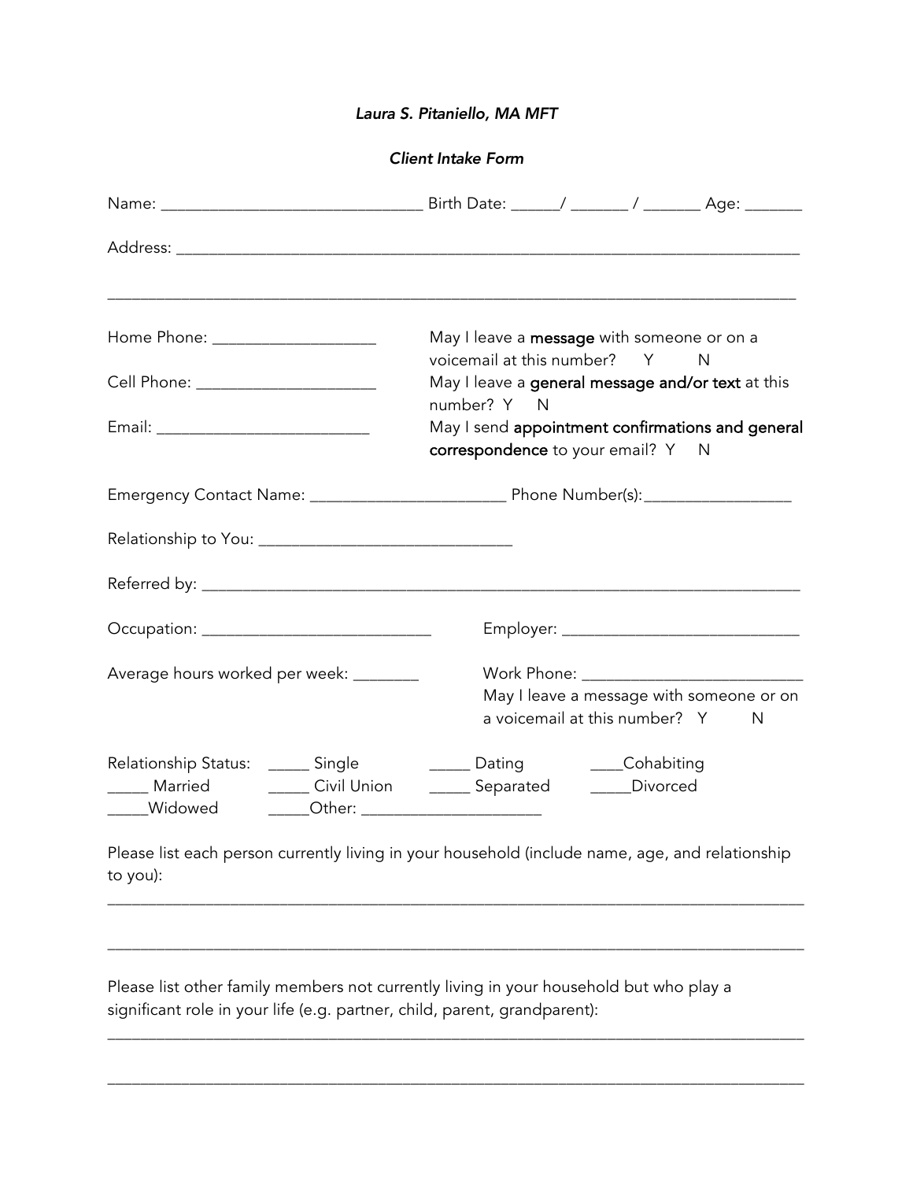*Laura S. Pitaniello, MA MFT*

*Client Intake Form*

Name: _______________________________ Birth Date: ______/ _______ / _______ Age: _______

Address: ___________________________________________________________________________

_____________________________________________________________________________________

Home Phone: ___________________

May I leave a **message** with someone or on a voicemail at this number?  Y  N

Cell Phone: _____________________

May I leave a **general message and/or text** at this number?  Y  N

Email: _________________________

May I send **appointment confirmations and general correspondence** to your email?  Y  N

Emergency Contact Name: _______________________ Phone Number(s):_________________

Relationship to You: ______________________________

Referred by: _______________________________________________________________________

Occupation: ___________________________

Employer: ____________________________

Average hours worked per week: ________

Work Phone: __________________________

May I leave a message with someone or on a voicemail at this number?  Y  N

Relationship Status: _____ Single  _____ Dating  ____Cohabiting
_____ Married  _____ Civil Union  _____ Separated  _____Divorced
_____Widowed  _____Other: _____________________

Please list each person currently living in your household (include name, age, and relationship to you):

_____________________________________________________________________________________

_____________________________________________________________________________________

Please list other family members not currently living in your household but who play a significant role in your life (e.g. partner, child, parent, grandparent):

_____________________________________________________________________________________

_____________________________________________________________________________________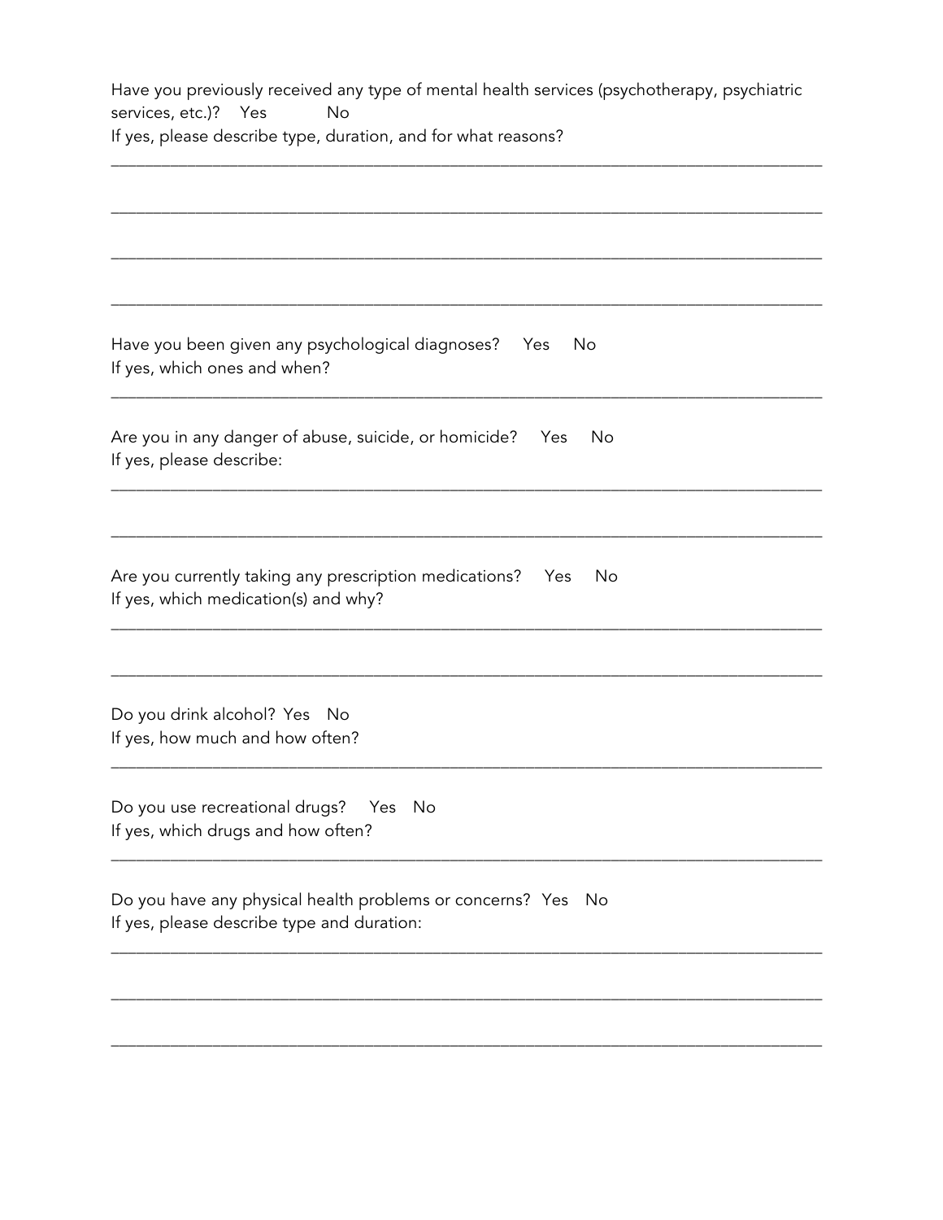Have you previously received any type of mental health services (psychotherapy, psychiatric services, etc.)?    Yes    No

If yes, please describe type, duration, and for what reasons?

_______________________________________________________________________________

_______________________________________________________________________________

_______________________________________________________________________________

_______________________________________________________________________________

Have you been given any psychological diagnoses?    Yes    No

If yes, which ones and when?

_______________________________________________________________________________

Are you in any danger of abuse, suicide, or homicide?    Yes    No

If yes, please describe:

_______________________________________________________________________________

_______________________________________________________________________________

Are you currently taking any prescription medications?    Yes    No

If yes, which medication(s) and why?

_______________________________________________________________________________

_______________________________________________________________________________

Do you drink alcohol?  Yes    No

If yes, how much and how often?

_______________________________________________________________________________

Do you use recreational drugs?    Yes    No

If yes, which drugs and how often?

_______________________________________________________________________________

Do you have any physical health problems or concerns?  Yes    No

If yes, please describe type and duration:

_______________________________________________________________________________

_______________________________________________________________________________

_______________________________________________________________________________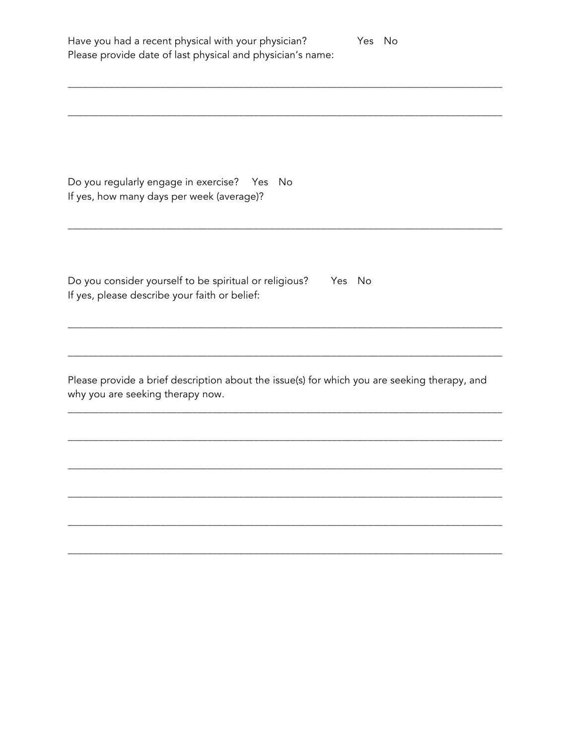Have you had a recent physical with your physician? Yes No

Please provide date of last physical and physician's name:

___________________________________________________________________________

___________________________________________________________________________

Do you regularly engage in exercise? Yes No

If yes, how many days per week (average)?

___________________________________________________________________________

Do you consider yourself to be spiritual or religious? Yes No

If yes, please describe your faith or belief:

___________________________________________________________________________

___________________________________________________________________________

Please provide a brief description about the issue(s) for which you are seeking therapy, and why you are seeking therapy now.

___________________________________________________________________________

___________________________________________________________________________

___________________________________________________________________________

___________________________________________________________________________

___________________________________________________________________________

___________________________________________________________________________